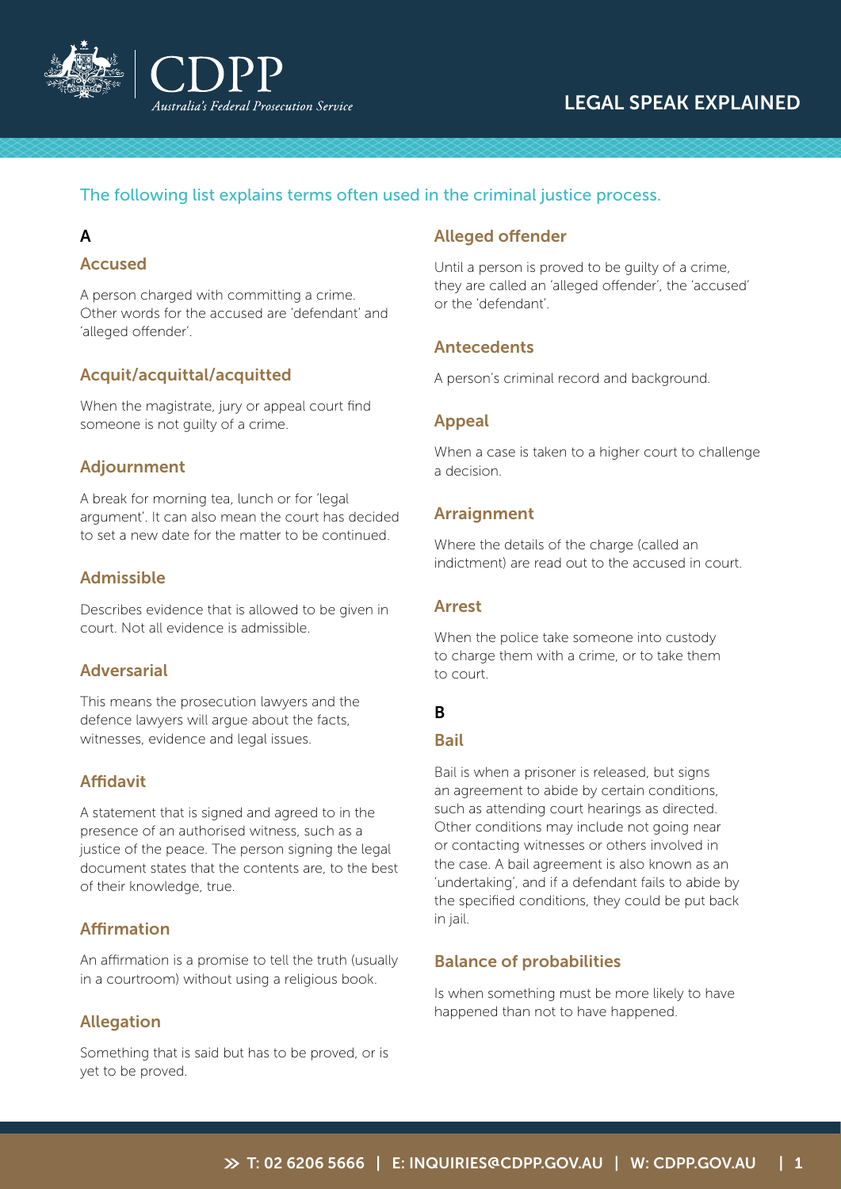# LEGAL SPEAK EXPLAINED

The following list explains terms often used in the criminal justice process.

## A

### Accused

A person charged with committing a crime. Other words for the accused are 'defendant' and 'alleged offender'.

### Acquit/acquittal/acquitted

When the magistrate, jury or appeal court find someone is not guilty of a crime.

### Adjournment

A break for morning tea, lunch or for 'legal argument'. It can also mean the court has decided to set a new date for the matter to be continued.

### Admissible

Describes evidence that is allowed to be given in court. Not all evidence is admissible.

### Adversarial

This means the prosecution lawyers and the defence lawyers will argue about the facts, witnesses, evidence and legal issues.

### Affidavit

A statement that is signed and agreed to in the presence of an authorised witness, such as a justice of the peace. The person signing the legal document states that the contents are, to the best of their knowledge, true.

### Affirmation

An affirmation is a promise to tell the truth (usually in a courtroom) without using a religious book.

### Allegation

Something that is said but has to be proved, or is yet to be proved.

### Alleged offender

Until a person is proved to be guilty of a crime, they are called an 'alleged offender', the 'accused' or the 'defendant'.

### Antecedents

A person's criminal record and background.

### Appeal

When a case is taken to a higher court to challenge a decision.

### Arraignment

Where the details of the charge (called an indictment) are read out to the accused in court.

### Arrest

When the police take someone into custody to charge them with a crime, or to take them to court.

## B

### Bail

Bail is when a prisoner is released, but signs an agreement to abide by certain conditions, such as attending court hearings as directed. Other conditions may include not going near or contacting witnesses or others involved in the case. A bail agreement is also known as an 'undertaking', and if a defendant fails to abide by the specified conditions, they could be put back in jail.

### Balance of probabilities

Is when something must be more likely to have happened than not to have happened.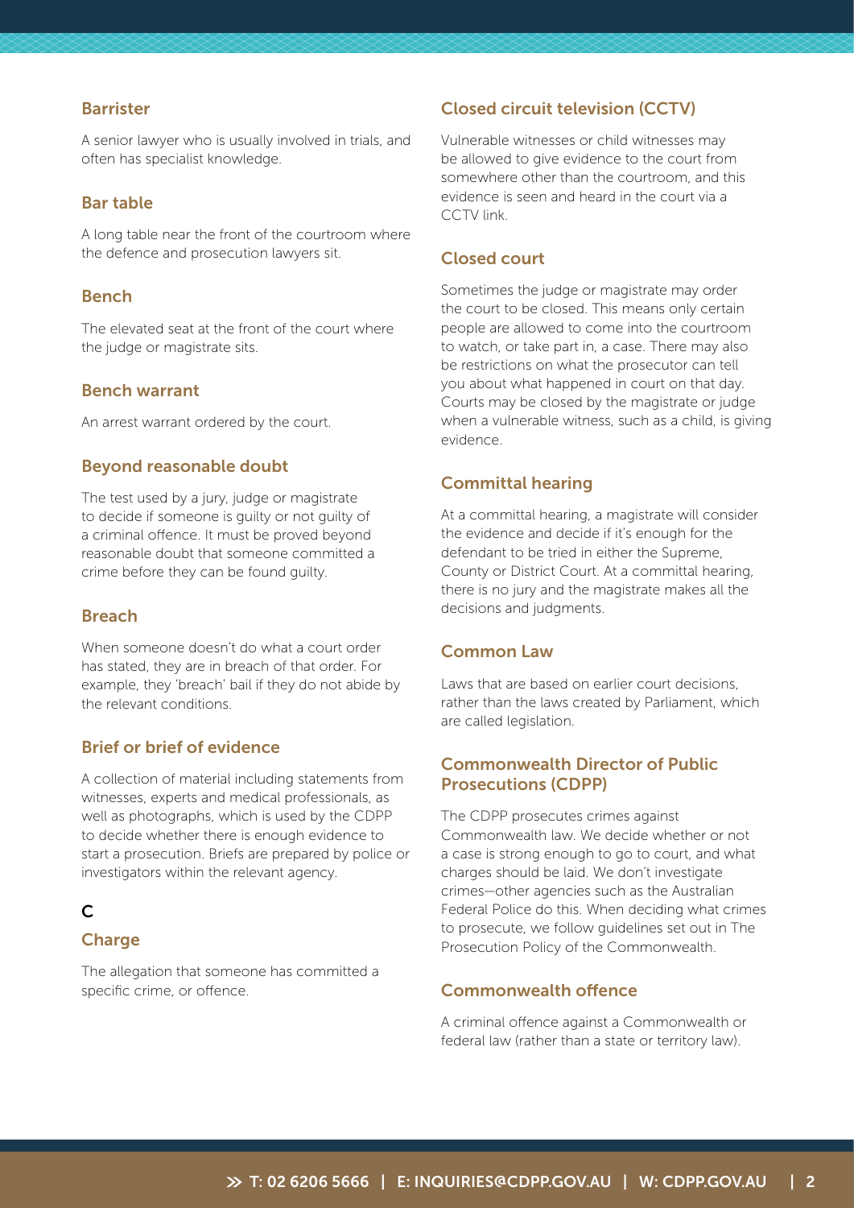### Barrister

A senior lawyer who is usually involved in trials, and often has specialist knowledge.

### Bar table

A long table near the front of the courtroom where the defence and prosecution lawyers sit.

### Bench

The elevated seat at the front of the court where the judge or magistrate sits.

### Bench warrant

An arrest warrant ordered by the court.

### Beyond reasonable doubt

The test used by a jury, judge or magistrate to decide if someone is guilty or not guilty of a criminal offence. It must be proved beyond reasonable doubt that someone committed a crime before they can be found guilty.

### Breach

When someone doesn't do what a court order has stated, they are in breach of that order. For example, they 'breach' bail if they do not abide by the relevant conditions.

### Brief or brief of evidence

A collection of material including statements from witnesses, experts and medical professionals, as well as photographs, which is used by the CDPP to decide whether there is enough evidence to start a prosecution. Briefs are prepared by police or investigators within the relevant agency.

## C

### Charge

The allegation that someone has committed a specific crime, or offence.

### Closed circuit television (CCTV)

Vulnerable witnesses or child witnesses may be allowed to give evidence to the court from somewhere other than the courtroom, and this evidence is seen and heard in the court via a CCTV link.

### Closed court

Sometimes the judge or magistrate may order the court to be closed. This means only certain people are allowed to come into the courtroom to watch, or take part in, a case. There may also be restrictions on what the prosecutor can tell you about what happened in court on that day. Courts may be closed by the magistrate or judge when a vulnerable witness, such as a child, is giving evidence.

### Committal hearing

At a committal hearing, a magistrate will consider the evidence and decide if it's enough for the defendant to be tried in either the Supreme, County or District Court. At a committal hearing, there is no jury and the magistrate makes all the decisions and judgments.

### Common Law

Laws that are based on earlier court decisions, rather than the laws created by Parliament, which are called legislation.

### Commonwealth Director of Public Prosecutions (CDPP)

The CDPP prosecutes crimes against Commonwealth law. We decide whether or not a case is strong enough to go to court, and what charges should be laid. We don't investigate crimes—other agencies such as the Australian Federal Police do this. When deciding what crimes to prosecute, we follow guidelines set out in The Prosecution Policy of the Commonwealth.

### Commonwealth offence

A criminal offence against a Commonwealth or federal law (rather than a state or territory law).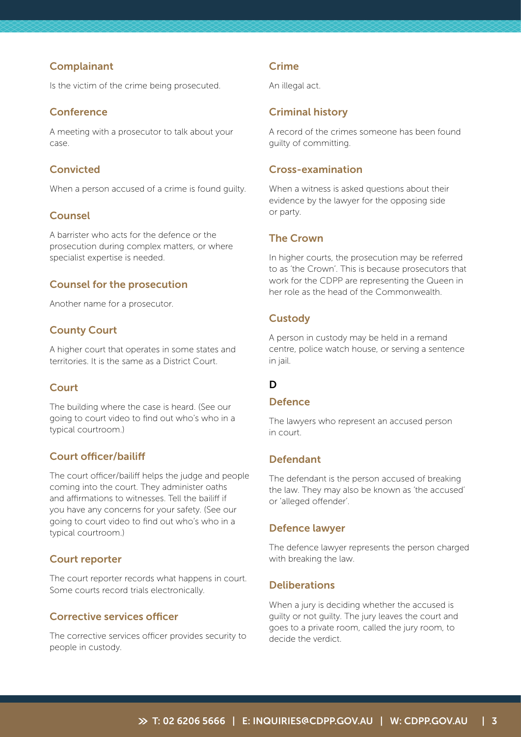### Complainant

Is the victim of the crime being prosecuted.

### Conference

A meeting with a prosecutor to talk about your case.

### Convicted

When a person accused of a crime is found guilty.

### Counsel

A barrister who acts for the defence or the prosecution during complex matters, or where specialist expertise is needed.

### Counsel for the prosecution

Another name for a prosecutor.

### County Court

A higher court that operates in some states and territories. It is the same as a District Court.

### Court

The building where the case is heard. (See our going to court video to find out who's who in a typical courtroom.)

### Court officer/bailiff

The court officer/bailiff helps the judge and people coming into the court. They administer oaths and affirmations to witnesses. Tell the bailiff if you have any concerns for your safety. (See our going to court video to find out who's who in a typical courtroom.)

### Court reporter

The court reporter records what happens in court. Some courts record trials electronically.

### Corrective services officer

The corrective services officer provides security to people in custody.

### Crime

An illegal act.

### Criminal history

A record of the crimes someone has been found guilty of committing.

### Cross-examination

When a witness is asked questions about their evidence by the lawyer for the opposing side or party.

### The Crown

In higher courts, the prosecution may be referred to as 'the Crown'. This is because prosecutors that work for the CDPP are representing the Queen in her role as the head of the Commonwealth.

### Custody

A person in custody may be held in a remand centre, police watch house, or serving a sentence in jail.

## D

### Defence

The lawyers who represent an accused person in court.

### Defendant

The defendant is the person accused of breaking the law. They may also be known as 'the accused' or 'alleged offender'.

### Defence lawyer

The defence lawyer represents the person charged with breaking the law.

### Deliberations

When a jury is deciding whether the accused is guilty or not guilty. The jury leaves the court and goes to a private room, called the jury room, to decide the verdict.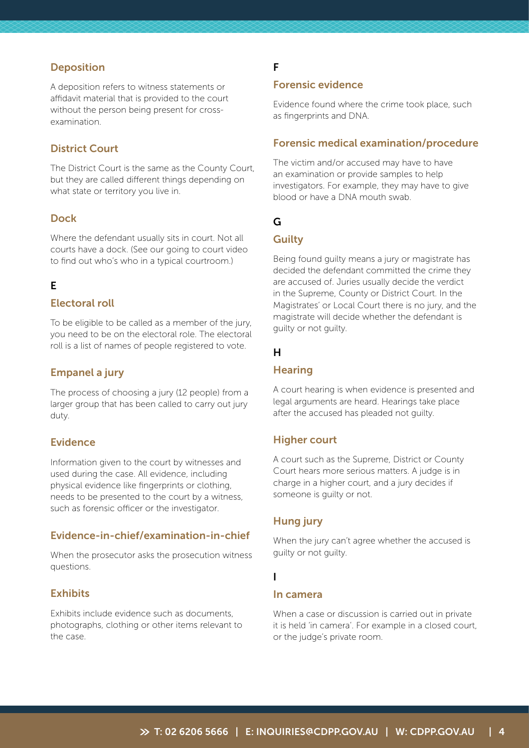### Deposition

A deposition refers to witness statements or affidavit material that is provided to the court without the person being present for cross-examination.

### District Court

The District Court is the same as the County Court, but they are called different things depending on what state or territory you live in.

### Dock

Where the defendant usually sits in court. Not all courts have a dock. (See our going to court video to find out who's who in a typical courtroom.)

## E

### Electoral roll

To be eligible to be called as a member of the jury, you need to be on the electoral role. The electoral roll is a list of names of people registered to vote.

### Empanel a jury

The process of choosing a jury (12 people) from a larger group that has been called to carry out jury duty.

### Evidence

Information given to the court by witnesses and used during the case. All evidence, including physical evidence like fingerprints or clothing, needs to be presented to the court by a witness, such as forensic officer or the investigator.

### Evidence-in-chief/examination-in-chief

When the prosecutor asks the prosecution witness questions.

### Exhibits

Exhibits include evidence such as documents, photographs, clothing or other items relevant to the case.

## F

### Forensic evidence

Evidence found where the crime took place, such as fingerprints and DNA.

### Forensic medical examination/procedure

The victim and/or accused may have to have an examination or provide samples to help investigators. For example, they may have to give blood or have a DNA mouth swab.

## G

### Guilty

Being found guilty means a jury or magistrate has decided the defendant committed the crime they are accused of. Juries usually decide the verdict in the Supreme, County or District Court. In the Magistrates' or Local Court there is no jury, and the magistrate will decide whether the defendant is guilty or not guilty.

## H

### Hearing

A court hearing is when evidence is presented and legal arguments are heard. Hearings take place after the accused has pleaded not guilty.

### Higher court

A court such as the Supreme, District or County Court hears more serious matters. A judge is in charge in a higher court, and a jury decides if someone is guilty or not.

### Hung jury

When the jury can't agree whether the accused is guilty or not guilty.

## I

### In camera

When a case or discussion is carried out in private it is held 'in camera'. For example in a closed court, or the judge's private room.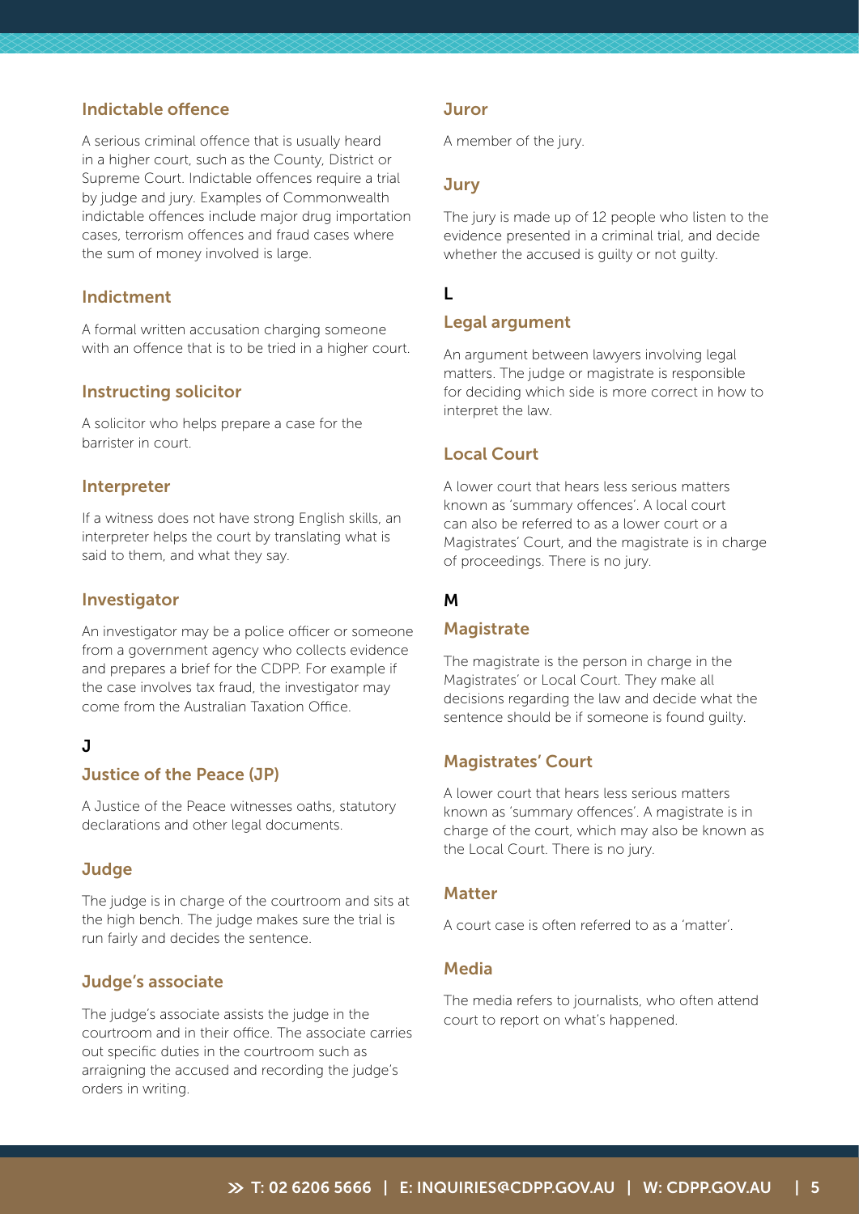### Indictable offence

A serious criminal offence that is usually heard in a higher court, such as the County, District or Supreme Court. Indictable offences require a trial by judge and jury. Examples of Commonwealth indictable offences include major drug importation cases, terrorism offences and fraud cases where the sum of money involved is large.

### Indictment

A formal written accusation charging someone with an offence that is to be tried in a higher court.

### Instructing solicitor

A solicitor who helps prepare a case for the barrister in court.

### Interpreter

If a witness does not have strong English skills, an interpreter helps the court by translating what is said to them, and what they say.

### Investigator

An investigator may be a police officer or someone from a government agency who collects evidence and prepares a brief for the CDPP. For example if the case involves tax fraud, the investigator may come from the Australian Taxation Office.

## J

### Justice of the Peace (JP)

A Justice of the Peace witnesses oaths, statutory declarations and other legal documents.

### Judge

The judge is in charge of the courtroom and sits at the high bench. The judge makes sure the trial is run fairly and decides the sentence.

### Judge's associate

The judge's associate assists the judge in the courtroom and in their office. The associate carries out specific duties in the courtroom such as arraigning the accused and recording the judge's orders in writing.

### Juror

A member of the jury.

### Jury

The jury is made up of 12 people who listen to the evidence presented in a criminal trial, and decide whether the accused is guilty or not guilty.

## L

### Legal argument

An argument between lawyers involving legal matters. The judge or magistrate is responsible for deciding which side is more correct in how to interpret the law.

### Local Court

A lower court that hears less serious matters known as 'summary offences'. A local court can also be referred to as a lower court or a Magistrates' Court, and the magistrate is in charge of proceedings. There is no jury.

## M

### Magistrate

The magistrate is the person in charge in the Magistrates' or Local Court. They make all decisions regarding the law and decide what the sentence should be if someone is found guilty.

### Magistrates' Court

A lower court that hears less serious matters known as 'summary offences'. A magistrate is in charge of the court, which may also be known as the Local Court. There is no jury.

### Matter

A court case is often referred to as a 'matter'.

### Media

The media refers to journalists, who often attend court to report on what's happened.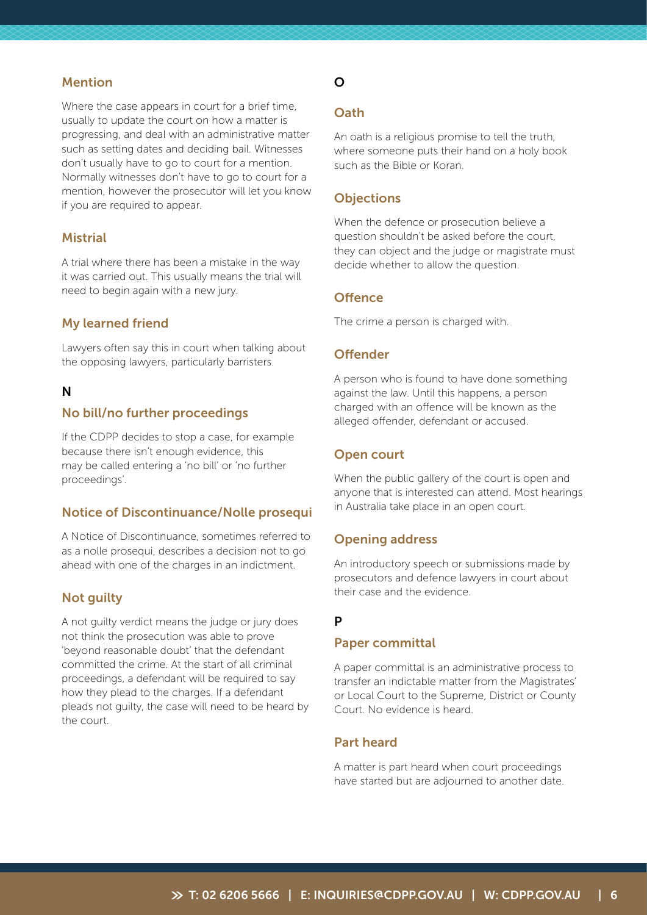### Mention

Where the case appears in court for a brief time, usually to update the court on how a matter is progressing, and deal with an administrative matter such as setting dates and deciding bail. Witnesses don't usually have to go to court for a mention. Normally witnesses don't have to go to court for a mention, however the prosecutor will let you know if you are required to appear.

### Mistrial

A trial where there has been a mistake in the way it was carried out. This usually means the trial will need to begin again with a new jury.

### My learned friend

Lawyers often say this in court when talking about the opposing lawyers, particularly barristers.

## N

### No bill/no further proceedings

If the CDPP decides to stop a case, for example because there isn't enough evidence, this may be called entering a 'no bill' or 'no further proceedings'.

### Notice of Discontinuance/Nolle prosequi

A Notice of Discontinuance, sometimes referred to as a nolle prosequi, describes a decision not to go ahead with one of the charges in an indictment.

### Not guilty

A not guilty verdict means the judge or jury does not think the prosecution was able to prove 'beyond reasonable doubt' that the defendant committed the crime. At the start of all criminal proceedings, a defendant will be required to say how they plead to the charges. If a defendant pleads not guilty, the case will need to be heard by the court.

## O

### Oath

An oath is a religious promise to tell the truth, where someone puts their hand on a holy book such as the Bible or Koran.

### Objections

When the defence or prosecution believe a question shouldn't be asked before the court, they can object and the judge or magistrate must decide whether to allow the question.

### Offence

The crime a person is charged with.

### Offender

A person who is found to have done something against the law. Until this happens, a person charged with an offence will be known as the alleged offender, defendant or accused.

### Open court

When the public gallery of the court is open and anyone that is interested can attend. Most hearings in Australia take place in an open court.

### Opening address

An introductory speech or submissions made by prosecutors and defence lawyers in court about their case and the evidence.

## P

### Paper committal

A paper committal is an administrative process to transfer an indictable matter from the Magistrates' or Local Court to the Supreme, District or County Court. No evidence is heard.

### Part heard

A matter is part heard when court proceedings have started but are adjourned to another date.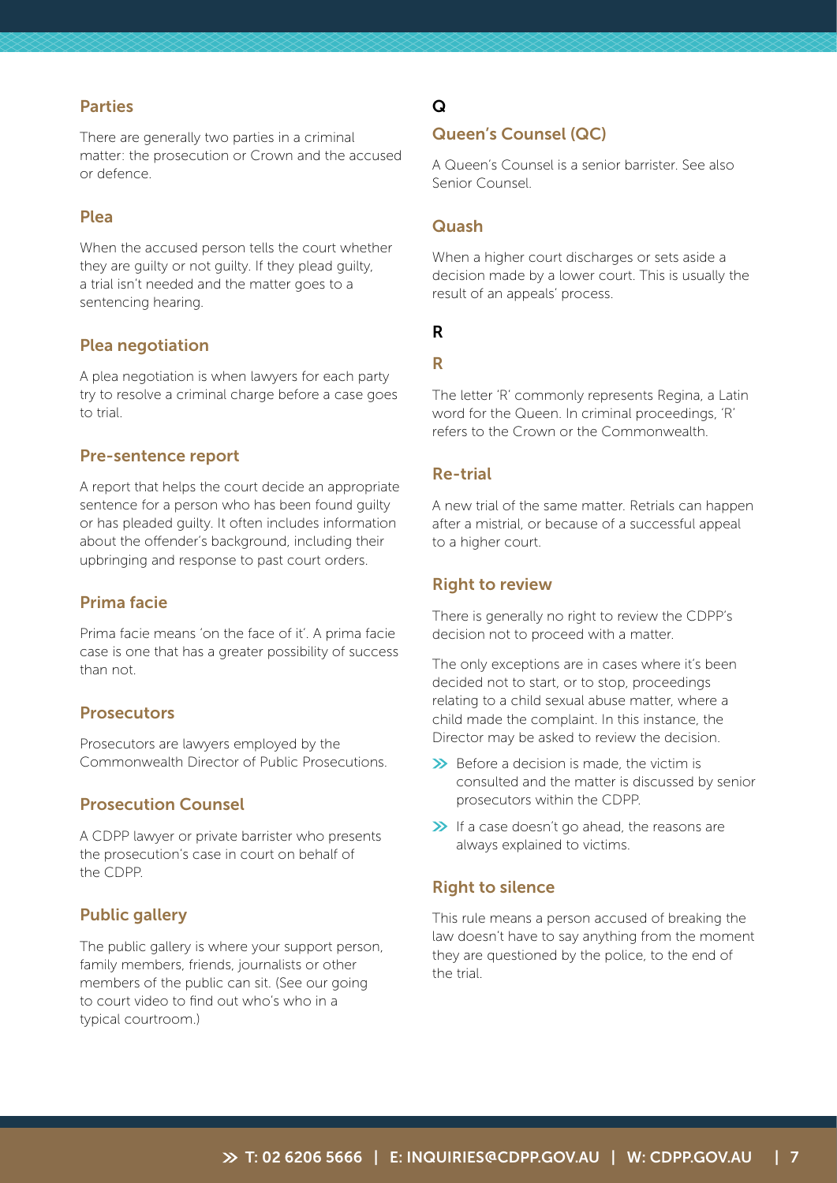### Parties

There are generally two parties in a criminal matter: the prosecution or Crown and the accused or defence.

### Plea

When the accused person tells the court whether they are guilty or not guilty. If they plead guilty, a trial isn't needed and the matter goes to a sentencing hearing.

### Plea negotiation

A plea negotiation is when lawyers for each party try to resolve a criminal charge before a case goes to trial.

### Pre-sentence report

A report that helps the court decide an appropriate sentence for a person who has been found guilty or has pleaded guilty. It often includes information about the offender's background, including their upbringing and response to past court orders.

### Prima facie

Prima facie means 'on the face of it'. A prima facie case is one that has a greater possibility of success than not.

### Prosecutors

Prosecutors are lawyers employed by the Commonwealth Director of Public Prosecutions.

### Prosecution Counsel

A CDPP lawyer or private barrister who presents the prosecution's case in court on behalf of the CDPP.

### Public gallery

The public gallery is where your support person, family members, friends, journalists or other members of the public can sit. (See our going to court video to find out who's who in a typical courtroom.)

## Q

### Queen's Counsel (QC)

A Queen's Counsel is a senior barrister. See also Senior Counsel.

### Quash

When a higher court discharges or sets aside a decision made by a lower court. This is usually the result of an appeals' process.

## R

### R

The letter 'R' commonly represents Regina, a Latin word for the Queen. In criminal proceedings, 'R' refers to the Crown or the Commonwealth.

### Re-trial

A new trial of the same matter. Retrials can happen after a mistrial, or because of a successful appeal to a higher court.

### Right to review

There is generally no right to review the CDPP's decision not to proceed with a matter.

The only exceptions are in cases where it's been decided not to start, or to stop, proceedings relating to a child sexual abuse matter, where a child made the complaint. In this instance, the Director may be asked to review the decision.

- Before a decision is made, the victim is consulted and the matter is discussed by senior prosecutors within the CDPP.
- If a case doesn't go ahead, the reasons are always explained to victims.

### Right to silence

This rule means a person accused of breaking the law doesn't have to say anything from the moment they are questioned by the police, to the end of the trial.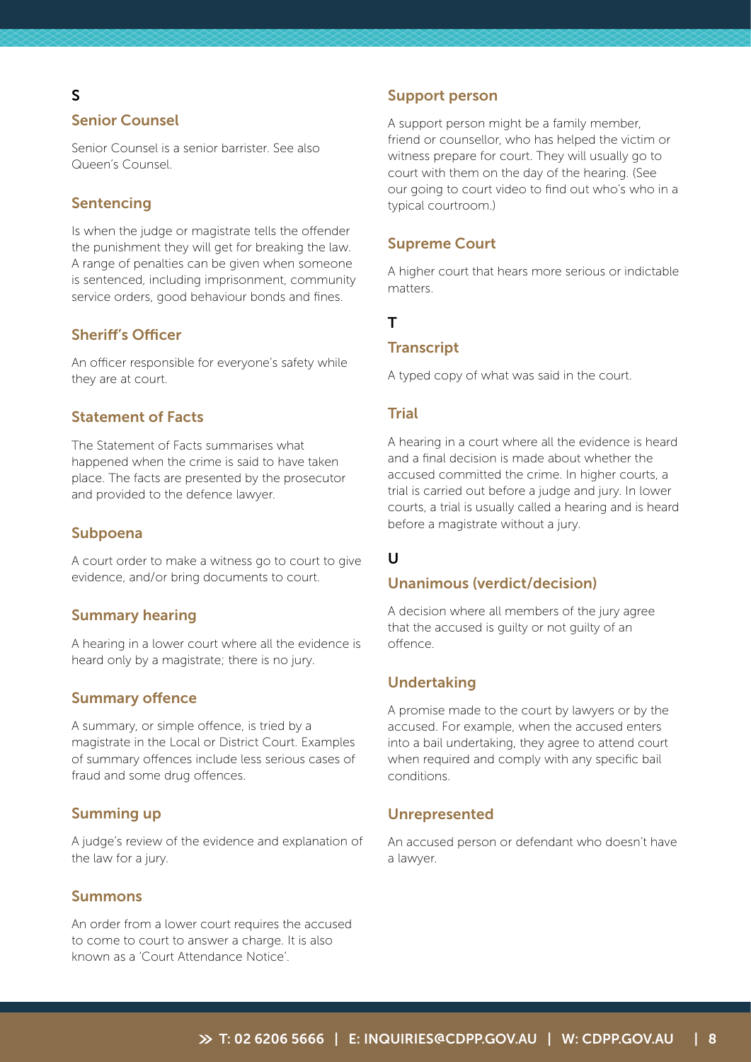## S

### Senior Counsel

Senior Counsel is a senior barrister. See also Queen's Counsel.

### Sentencing

Is when the judge or magistrate tells the offender the punishment they will get for breaking the law. A range of penalties can be given when someone is sentenced, including imprisonment, community service orders, good behaviour bonds and fines.

### Sheriff's Officer

An officer responsible for everyone's safety while they are at court.

### Statement of Facts

The Statement of Facts summarises what happened when the crime is said to have taken place. The facts are presented by the prosecutor and provided to the defence lawyer.

### Subpoena

A court order to make a witness go to court to give evidence, and/or bring documents to court.

### Summary hearing

A hearing in a lower court where all the evidence is heard only by a magistrate; there is no jury.

### Summary offence

A summary, or simple offence, is tried by a magistrate in the Local or District Court. Examples of summary offences include less serious cases of fraud and some drug offences.

### Summing up

A judge's review of the evidence and explanation of the law for a jury.

### Summons

An order from a lower court requires the accused to come to court to answer a charge. It is also known as a 'Court Attendance Notice'.

### Support person

A support person might be a family member, friend or counsellor, who has helped the victim or witness prepare for court. They will usually go to court with them on the day of the hearing. (See our going to court video to find out who's who in a typical courtroom.)

### Supreme Court

A higher court that hears more serious or indictable matters.

## T

### Transcript

A typed copy of what was said in the court.

### Trial

A hearing in a court where all the evidence is heard and a final decision is made about whether the accused committed the crime. In higher courts, a trial is carried out before a judge and jury. In lower courts, a trial is usually called a hearing and is heard before a magistrate without a jury.

## U

### Unanimous (verdict/decision)

A decision where all members of the jury agree that the accused is guilty or not guilty of an offence.

### Undertaking

A promise made to the court by lawyers or by the accused. For example, when the accused enters into a bail undertaking, they agree to attend court when required and comply with any specific bail conditions.

### Unrepresented

An accused person or defendant who doesn't have a lawyer.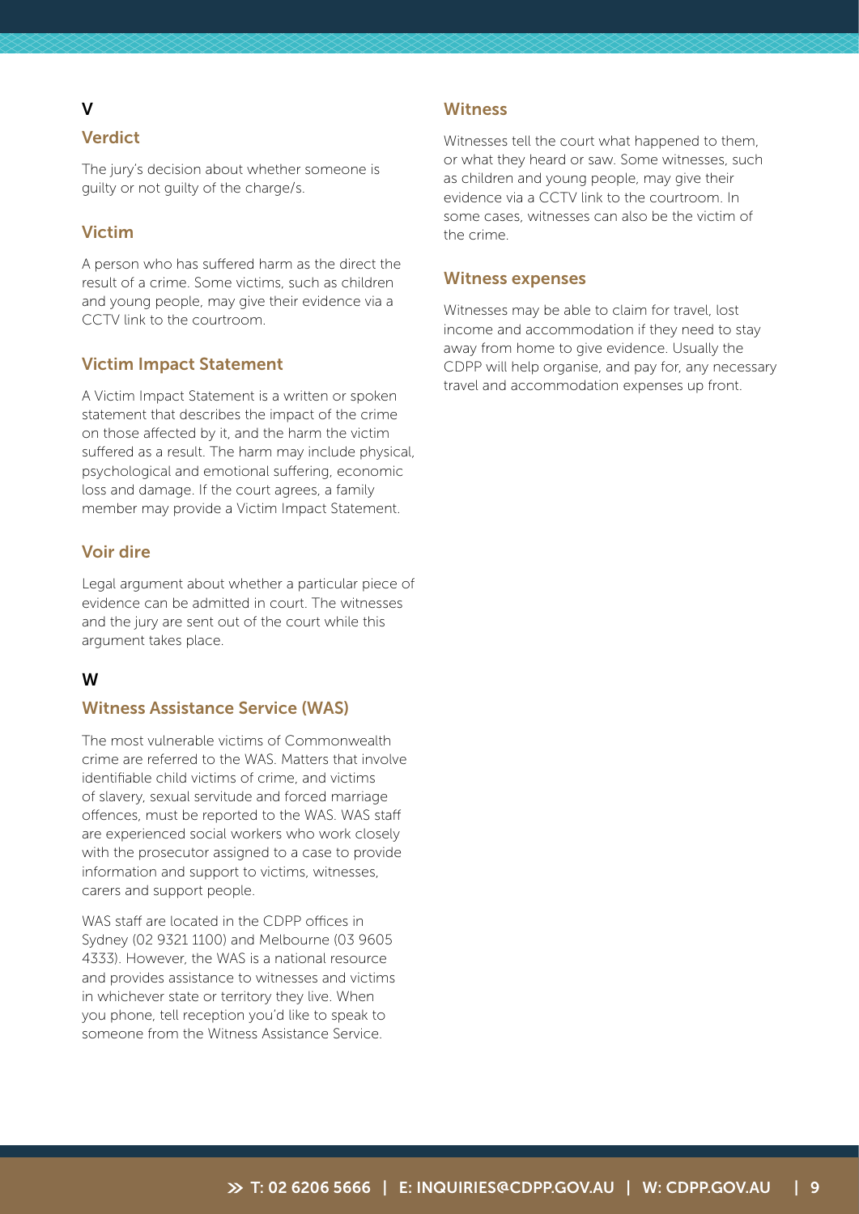## V

### Verdict

The jury's decision about whether someone is guilty or not guilty of the charge/s.

### Victim

A person who has suffered harm as the direct the result of a crime. Some victims, such as children and young people, may give their evidence via a CCTV link to the courtroom.

### Victim Impact Statement

A Victim Impact Statement is a written or spoken statement that describes the impact of the crime on those affected by it, and the harm the victim suffered as a result. The harm may include physical, psychological and emotional suffering, economic loss and damage. If the court agrees, a family member may provide a Victim Impact Statement.

### Voir dire

Legal argument about whether a particular piece of evidence can be admitted in court. The witnesses and the jury are sent out of the court while this argument takes place.

## W

### Witness Assistance Service (WAS)

The most vulnerable victims of Commonwealth crime are referred to the WAS. Matters that involve identifiable child victims of crime, and victims of slavery, sexual servitude and forced marriage offences, must be reported to the WAS. WAS staff are experienced social workers who work closely with the prosecutor assigned to a case to provide information and support to victims, witnesses, carers and support people.

WAS staff are located in the CDPP offices in Sydney (02 9321 1100) and Melbourne (03 9605 4333). However, the WAS is a national resource and provides assistance to witnesses and victims in whichever state or territory they live. When you phone, tell reception you'd like to speak to someone from the Witness Assistance Service.

### Witness

Witnesses tell the court what happened to them, or what they heard or saw. Some witnesses, such as children and young people, may give their evidence via a CCTV link to the courtroom. In some cases, witnesses can also be the victim of the crime.

### Witness expenses

Witnesses may be able to claim for travel, lost income and accommodation if they need to stay away from home to give evidence. Usually the CDPP will help organise, and pay for, any necessary travel and accommodation expenses up front.

T: 02 6206 5666 | E: INQUIRIES@CDPP.GOV.AU | W: CDPP.GOV.AU